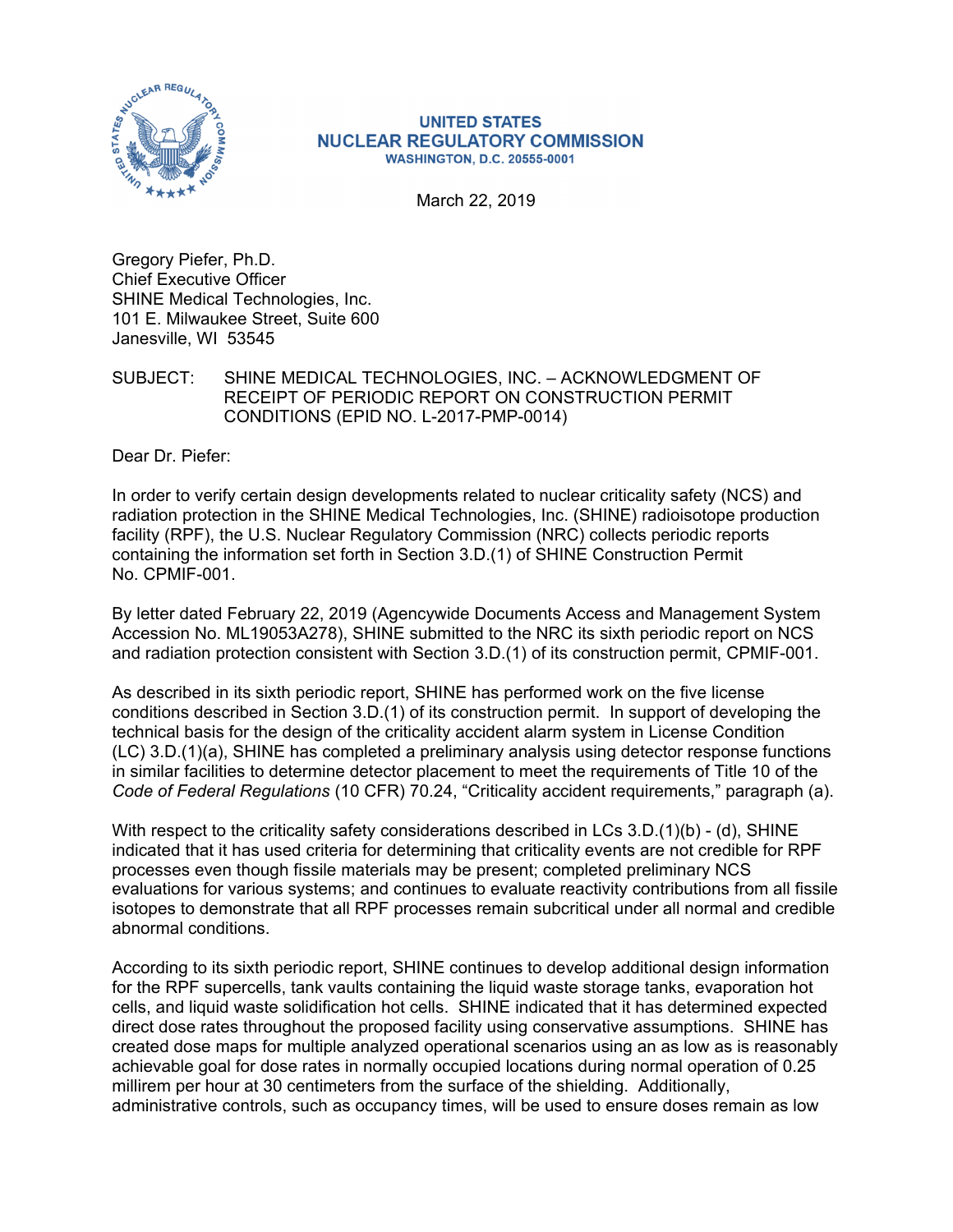**UNITED STATES**
**NUCLEAR REGULATORY COMMISSION**
WASHINGTON, D.C. 20555-0001

March 22, 2019

Gregory Piefer, Ph.D.
Chief Executive Officer
SHINE Medical Technologies, Inc.
101 E. Milwaukee Street, Suite 600
Janesville, WI 53545

SUBJECT: SHINE MEDICAL TECHNOLOGIES, INC. – ACKNOWLEDGMENT OF RECEIPT OF PERIODIC REPORT ON CONSTRUCTION PERMIT CONDITIONS (EPID NO. L-2017-PMP-0014)

Dear Dr. Piefer:

In order to verify certain design developments related to nuclear criticality safety (NCS) and radiation protection in the SHINE Medical Technologies, Inc. (SHINE) radioisotope production facility (RPF), the U.S. Nuclear Regulatory Commission (NRC) collects periodic reports containing the information set forth in Section 3.D.(1) of SHINE Construction Permit No. CPMIF-001.

By letter dated February 22, 2019 (Agencywide Documents Access and Management System Accession No. ML19053A278), SHINE submitted to the NRC its sixth periodic report on NCS and radiation protection consistent with Section 3.D.(1) of its construction permit, CPMIF-001.

As described in its sixth periodic report, SHINE has performed work on the five license conditions described in Section 3.D.(1) of its construction permit. In support of developing the technical basis for the design of the criticality accident alarm system in License Condition (LC) 3.D.(1)(a), SHINE has completed a preliminary analysis using detector response functions in similar facilities to determine detector placement to meet the requirements of Title 10 of the *Code of Federal Regulations* (10 CFR) 70.24, "Criticality accident requirements," paragraph (a).

With respect to the criticality safety considerations described in LCs 3.D.(1)(b) - (d), SHINE indicated that it has used criteria for determining that criticality events are not credible for RPF processes even though fissile materials may be present; completed preliminary NCS evaluations for various systems; and continues to evaluate reactivity contributions from all fissile isotopes to demonstrate that all RPF processes remain subcritical under all normal and credible abnormal conditions.

According to its sixth periodic report, SHINE continues to develop additional design information for the RPF supercells, tank vaults containing the liquid waste storage tanks, evaporation hot cells, and liquid waste solidification hot cells. SHINE indicated that it has determined expected direct dose rates throughout the proposed facility using conservative assumptions. SHINE has created dose maps for multiple analyzed operational scenarios using an as low as is reasonably achievable goal for dose rates in normally occupied locations during normal operation of 0.25 millirem per hour at 30 centimeters from the surface of the shielding. Additionally, administrative controls, such as occupancy times, will be used to ensure doses remain as low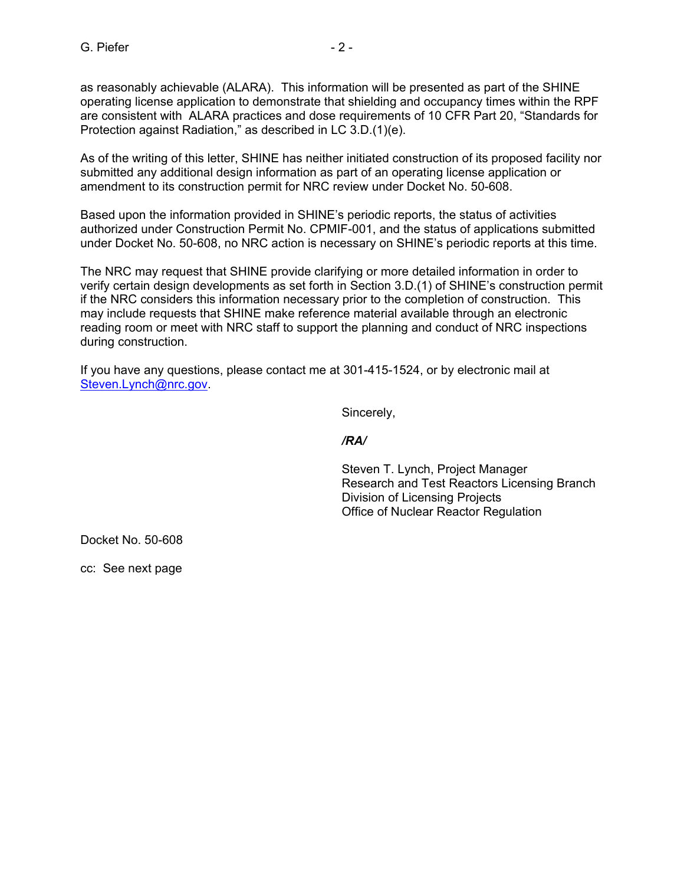as reasonably achievable (ALARA). This information will be presented as part of the SHINE operating license application to demonstrate that shielding and occupancy times within the RPF are consistent with ALARA practices and dose requirements of 10 CFR Part 20, "Standards for Protection against Radiation," as described in LC 3.D.(1)(e).

As of the writing of this letter, SHINE has neither initiated construction of its proposed facility nor submitted any additional design information as part of an operating license application or amendment to its construction permit for NRC review under Docket No. 50-608.

Based upon the information provided in SHINE's periodic reports, the status of activities authorized under Construction Permit No. CPMIF-001, and the status of applications submitted under Docket No. 50-608, no NRC action is necessary on SHINE's periodic reports at this time.

The NRC may request that SHINE provide clarifying or more detailed information in order to verify certain design developments as set forth in Section 3.D.(1) of SHINE's construction permit if the NRC considers this information necessary prior to the completion of construction. This may include requests that SHINE make reference material available through an electronic reading room or meet with NRC staff to support the planning and conduct of NRC inspections during construction.

If you have any questions, please contact me at 301-415-1524, or by electronic mail at Steven.Lynch@nrc.gov.

Sincerely,

***/RA/***

Steven T. Lynch, Project Manager
Research and Test Reactors Licensing Branch
Division of Licensing Projects
Office of Nuclear Reactor Regulation

Docket No. 50-608

cc: See next page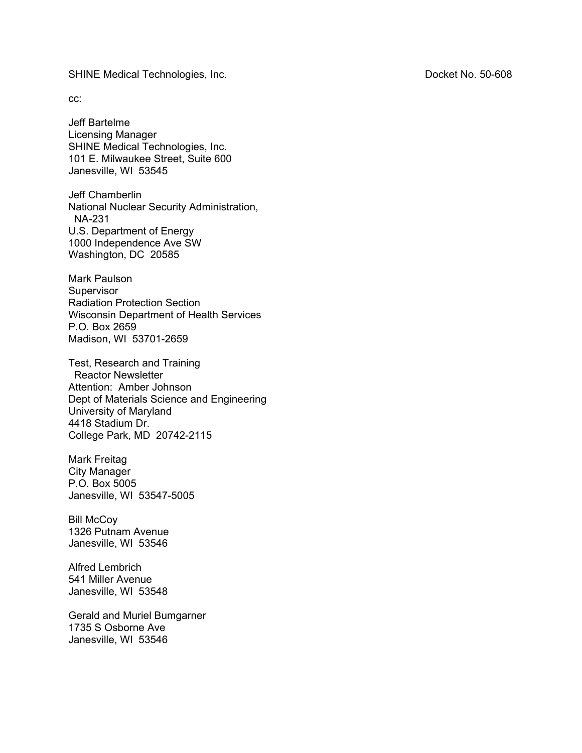SHINE Medical Technologies, Inc. Docket No. 50-608

cc:

Jeff Bartelme
Licensing Manager
SHINE Medical Technologies, Inc.
101 E. Milwaukee Street, Suite 600
Janesville, WI 53545

Jeff Chamberlin
National Nuclear Security Administration,
NA-231
U.S. Department of Energy
1000 Independence Ave SW
Washington, DC 20585

Mark Paulson
Supervisor
Radiation Protection Section
Wisconsin Department of Health Services
P.O. Box 2659
Madison, WI 53701-2659

Test, Research and Training
Reactor Newsletter
Attention: Amber Johnson
Dept of Materials Science and Engineering
University of Maryland
4418 Stadium Dr.
College Park, MD 20742-2115

Mark Freitag
City Manager
P.O. Box 5005
Janesville, WI 53547-5005

Bill McCoy
1326 Putnam Avenue
Janesville, WI 53546

Alfred Lembrich
541 Miller Avenue
Janesville, WI 53548

Gerald and Muriel Bumgarner
1735 S Osborne Ave
Janesville, WI 53546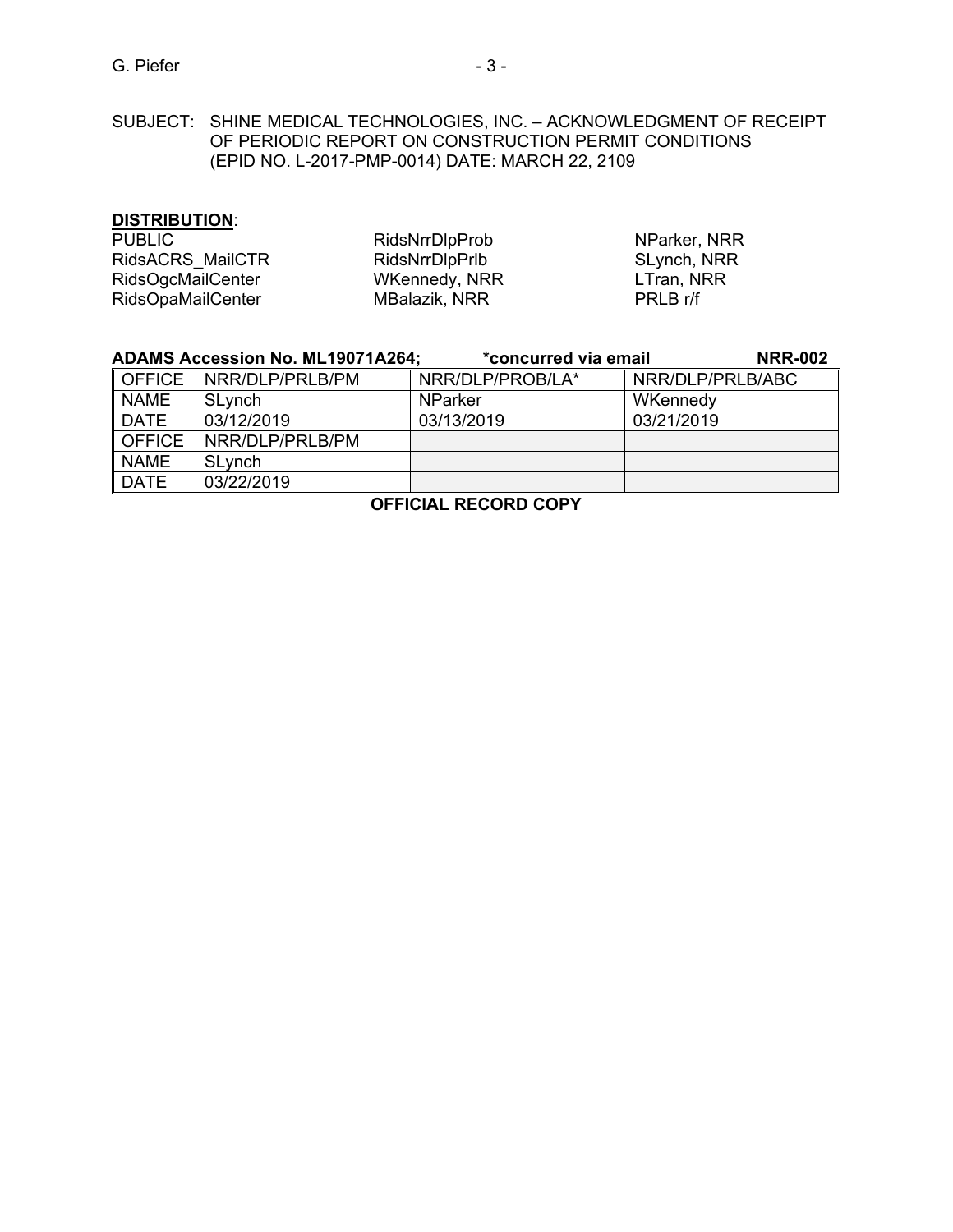SUBJECT: SHINE MEDICAL TECHNOLOGIES, INC. – ACKNOWLEDGMENT OF RECEIPT OF PERIODIC REPORT ON CONSTRUCTION PERMIT CONDITIONS (EPID NO. L-2017-PMP-0014) DATE: MARCH 22, 2109

**DISTRIBUTION**:

PUBLIC
RidsACRS_MailCTR
RidsOgcMailCenter
RidsOpaMailCenter
RidsNrrDlpProb
RidsNrrDlpPrlb
WKennedy, NRR
MBalazik, NRR
NParker, NRR
SLynch, NRR
LTran, NRR
PRLB r/f

**ADAMS Accession No. ML19071A264; \*concurred via email NRR-002**

| OFFICE | NRR/DLP/PRLB/PM | NRR/DLP/PROB/LA* | NRR/DLP/PRLB/ABC |
|---|---|---|---|
| NAME | SLynch | NParker | WKennedy |
| DATE | 03/12/2019 | 03/13/2019 | 03/21/2019 |
| OFFICE | NRR/DLP/PRLB/PM | | |
| NAME | SLynch | | |
| DATE | 03/22/2019 | | |

**OFFICIAL RECORD COPY**